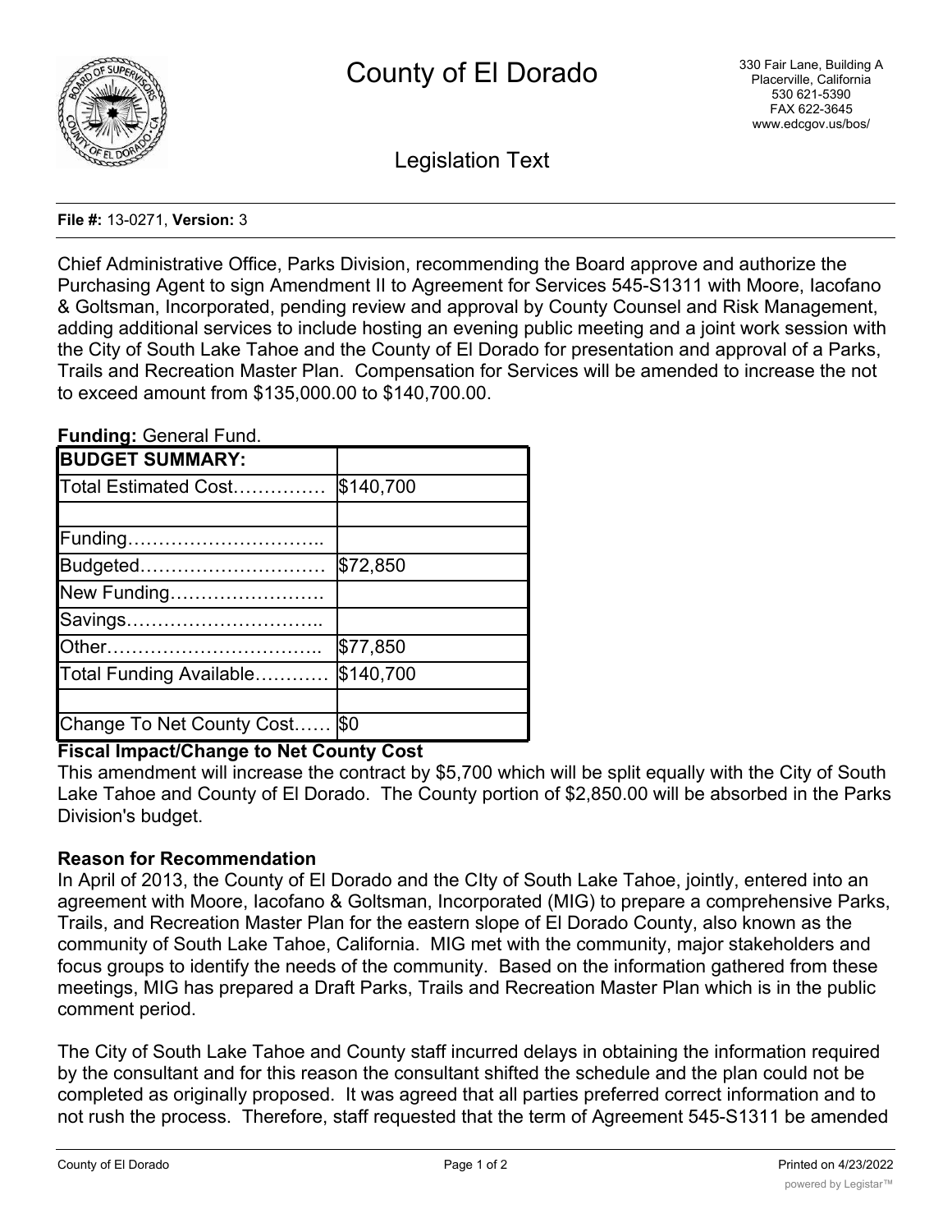# County of El Dorado

330 Fair Lane, Building A
Placerville, California
530 621-5390
FAX 622-3645
www.edcgov.us/bos/

## Legislation Text

**File #:** 13-0271, **Version:** 3

Chief Administrative Office, Parks Division, recommending the Board approve and authorize the Purchasing Agent to sign Amendment II to Agreement for Services 545-S1311 with Moore, Iacofano & Goltsman, Incorporated, pending review and approval by County Counsel and Risk Management, adding additional services to include hosting an evening public meeting and a joint work session with the City of South Lake Tahoe and the County of El Dorado for presentation and approval of a Parks, Trails and Recreation Master Plan. Compensation for Services will be amended to increase the not to exceed amount from $135,000.00 to $140,700.00.

**Funding:** General Fund.

| **BUDGET SUMMARY:** | |
|---|---|
| Total Estimated Cost…………… | $140,700 |
| | |
| Funding………………………….. | |
| Budgeted………………………… | $72,850 |
| New Funding……………………. | |
| Savings………………………….. | |
| Other…………………………….. | $77,850 |
| Total Funding Available………… | $140,700 |
| | |
| Change To Net County Cost…… | $0 |

**Fiscal Impact/Change to Net County Cost**

This amendment will increase the contract by $5,700 which will be split equally with the City of South Lake Tahoe and County of El Dorado. The County portion of $2,850.00 will be absorbed in the Parks Division's budget.

**Reason for Recommendation**

In April of 2013, the County of El Dorado and the CIty of South Lake Tahoe, jointly, entered into an agreement with Moore, Iacofano & Goltsman, Incorporated (MIG) to prepare a comprehensive Parks, Trails, and Recreation Master Plan for the eastern slope of El Dorado County, also known as the community of South Lake Tahoe, California. MIG met with the community, major stakeholders and focus groups to identify the needs of the community. Based on the information gathered from these meetings, MIG has prepared a Draft Parks, Trails and Recreation Master Plan which is in the public comment period.

The City of South Lake Tahoe and County staff incurred delays in obtaining the information required by the consultant and for this reason the consultant shifted the schedule and the plan could not be completed as originally proposed. It was agreed that all parties preferred correct information and to not rush the process. Therefore, staff requested that the term of Agreement 545-S1311 be amended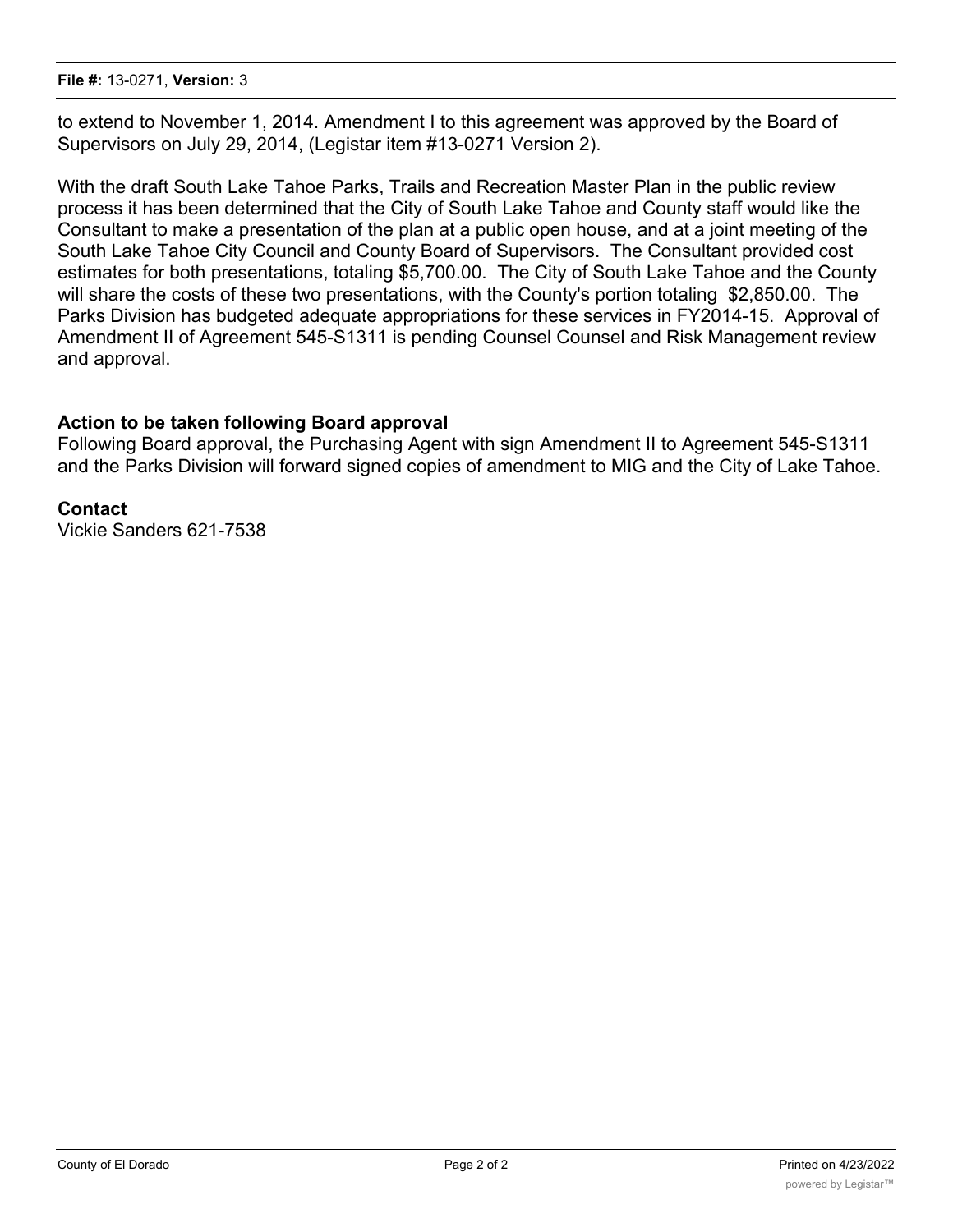to extend to November 1, 2014. Amendment I to this agreement was approved by the Board of Supervisors on July 29, 2014, (Legistar item #13-0271 Version 2).

With the draft South Lake Tahoe Parks, Trails and Recreation Master Plan in the public review process it has been determined that the City of South Lake Tahoe and County staff would like the Consultant to make a presentation of the plan at a public open house, and at a joint meeting of the South Lake Tahoe City Council and County Board of Supervisors. The Consultant provided cost estimates for both presentations, totaling $5,700.00. The City of South Lake Tahoe and the County will share the costs of these two presentations, with the County's portion totaling $2,850.00. The Parks Division has budgeted adequate appropriations for these services in FY2014-15. Approval of Amendment II of Agreement 545-S1311 is pending Counsel Counsel and Risk Management review and approval.

## Action to be taken following Board approval

Following Board approval, the Purchasing Agent with sign Amendment II to Agreement 545-S1311 and the Parks Division will forward signed copies of amendment to MIG and the City of Lake Tahoe.

## Contact

Vickie Sanders 621-7538